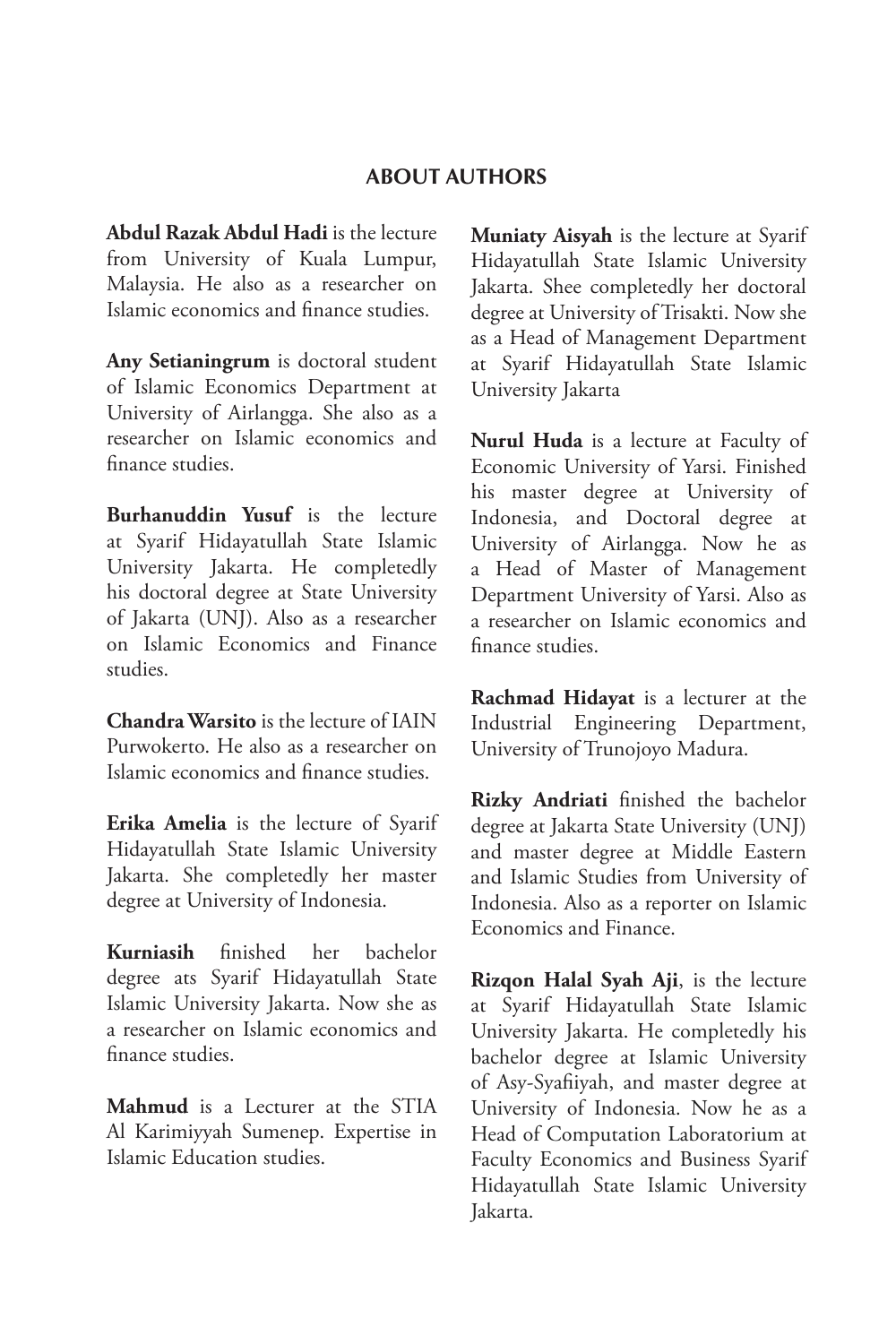## ABOUT AUTHORS

**Abdul Razak Abdul Hadi** is the lecture from University of Kuala Lumpur, Malaysia. He also as a researcher on Islamic economics and finance studies.

**Any Setianingrum** is doctoral student of Islamic Economics Department at University of Airlangga. She also as a researcher on Islamic economics and finance studies.

**Burhanuddin Yusuf** is the lecture at Syarif Hidayatullah State Islamic University Jakarta. He completedly his doctoral degree at State University of Jakarta (UNJ). Also as a researcher on Islamic Economics and Finance studies.

**Chandra Warsito** is the lecture of IAIN Purwokerto. He also as a researcher on Islamic economics and finance studies.

**Erika Amelia** is the lecture of Syarif Hidayatullah State Islamic University Jakarta. She completedly her master degree at University of Indonesia.

**Kurniasih** finished her bachelor degree ats Syarif Hidayatullah State Islamic University Jakarta. Now she as a researcher on Islamic economics and finance studies.

**Mahmud** is a Lecturer at the STIA Al Karimiyyah Sumenep. Expertise in Islamic Education studies.

**Muniaty Aisyah** is the lecture at Syarif Hidayatullah State Islamic University Jakarta. Shee completedly her doctoral degree at University of Trisakti. Now she as a Head of Management Department at Syarif Hidayatullah State Islamic University Jakarta

**Nurul Huda** is a lecture at Faculty of Economic University of Yarsi. Finished his master degree at University of Indonesia, and Doctoral degree at University of Airlangga. Now he as a Head of Master of Management Department University of Yarsi. Also as a researcher on Islamic economics and finance studies.

**Rachmad Hidayat** is a lecturer at the Industrial Engineering Department, University of Trunojoyo Madura.

**Rizky Andriati** finished the bachelor degree at Jakarta State University (UNJ) and master degree at Middle Eastern and Islamic Studies from University of Indonesia. Also as a reporter on Islamic Economics and Finance.

**Rizqon Halal Syah Aji**, is the lecture at Syarif Hidayatullah State Islamic University Jakarta. He completedly his bachelor degree at Islamic University of Asy-Syafiiyah, and master degree at University of Indonesia. Now he as a Head of Computation Laboratorium at Faculty Economics and Business Syarif Hidayatullah State Islamic University Jakarta.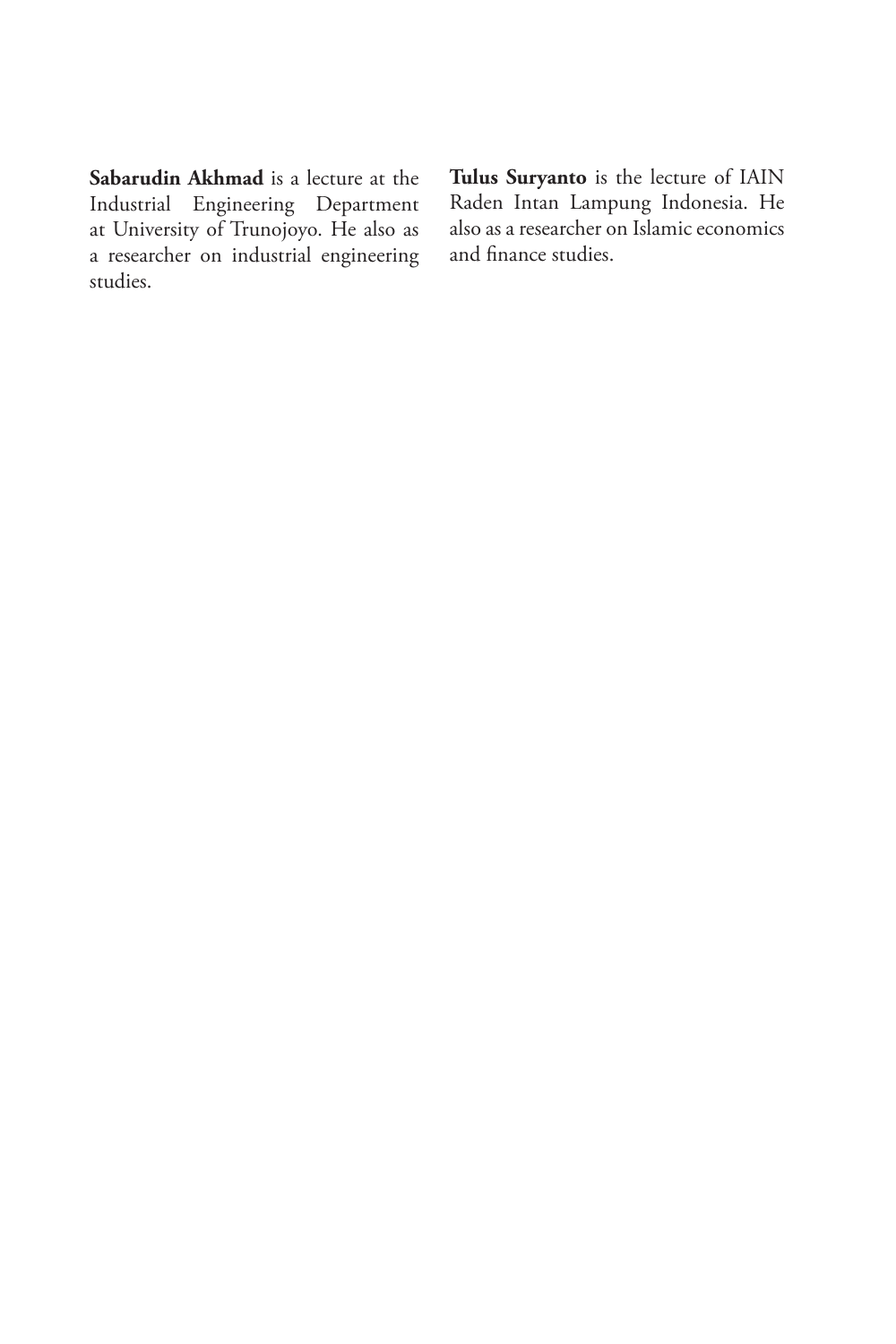**Sabarudin Akhmad** is a lecture at the Industrial Engineering Department at University of Trunojoyo. He also as a researcher on industrial engineering studies.

**Tulus Suryanto** is the lecture of IAIN Raden Intan Lampung Indonesia. He also as a researcher on Islamic economics and finance studies.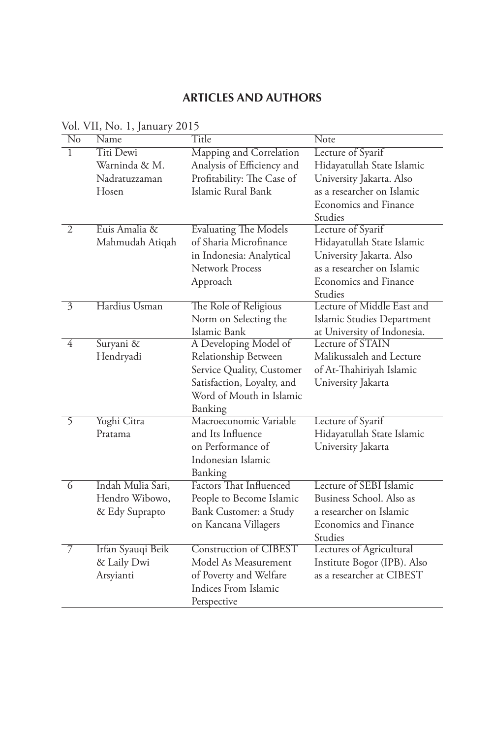## ARTICLES AND AUTHORS

Vol. VII, No. 1, January 2015

| No | Name | Title | Note |
|---|---|---|---|
| 1 | Titi Dewi Warninda & M. Nadratuzzaman Hosen | Mapping and Correlation Analysis of Efficiency and Profitability: The Case of Islamic Rural Bank | Lecture of Syarif Hidayatullah State Islamic University Jakarta. Also as a researcher on Islamic Economics and Finance Studies |
| 2 | Euis Amalia & Mahmudah Atiqah | Evaluating The Models of Sharia Microfinance in Indonesia: Analytical Network Process Approach | Lecture of Syarif Hidayatullah State Islamic University Jakarta. Also as a researcher on Islamic Economics and Finance Studies |
| 3 | Hardius Usman | The Role of Religious Norm on Selecting the Islamic Bank | Lecture of Middle East and Islamic Studies Department at University of Indonesia. |
| 4 | Suryani & Hendryadi | A Developing Model of Relationship Between Service Quality, Customer Satisfaction, Loyalty, and Word of Mouth in Islamic Banking | Lecture of STAIN Malikussaleh and Lecture of At-Thahiriyah Islamic University Jakarta |
| 5 | Yoghi Citra Pratama | Macroeconomic Variable and Its Influence on Performance of Indonesian Islamic Banking | Lecture of Syarif Hidayatullah State Islamic University Jakarta |
| 6 | Indah Mulia Sari, Hendro Wibowo, & Edy Suprapto | Factors That Influenced People to Become Islamic Bank Customer: a Study on Kancana Villagers | Lecture of SEBI Islamic Business School. Also as a researcher on Islamic Economics and Finance Studies |
| 7 | Irfan Syauqi Beik & Laily Dwi Arsyianti | Construction of CIBEST Model As Measurement of Poverty and Welfare Indices From Islamic Perspective | Lectures of Agricultural Institute Bogor (IPB). Also as a researcher at CIBEST |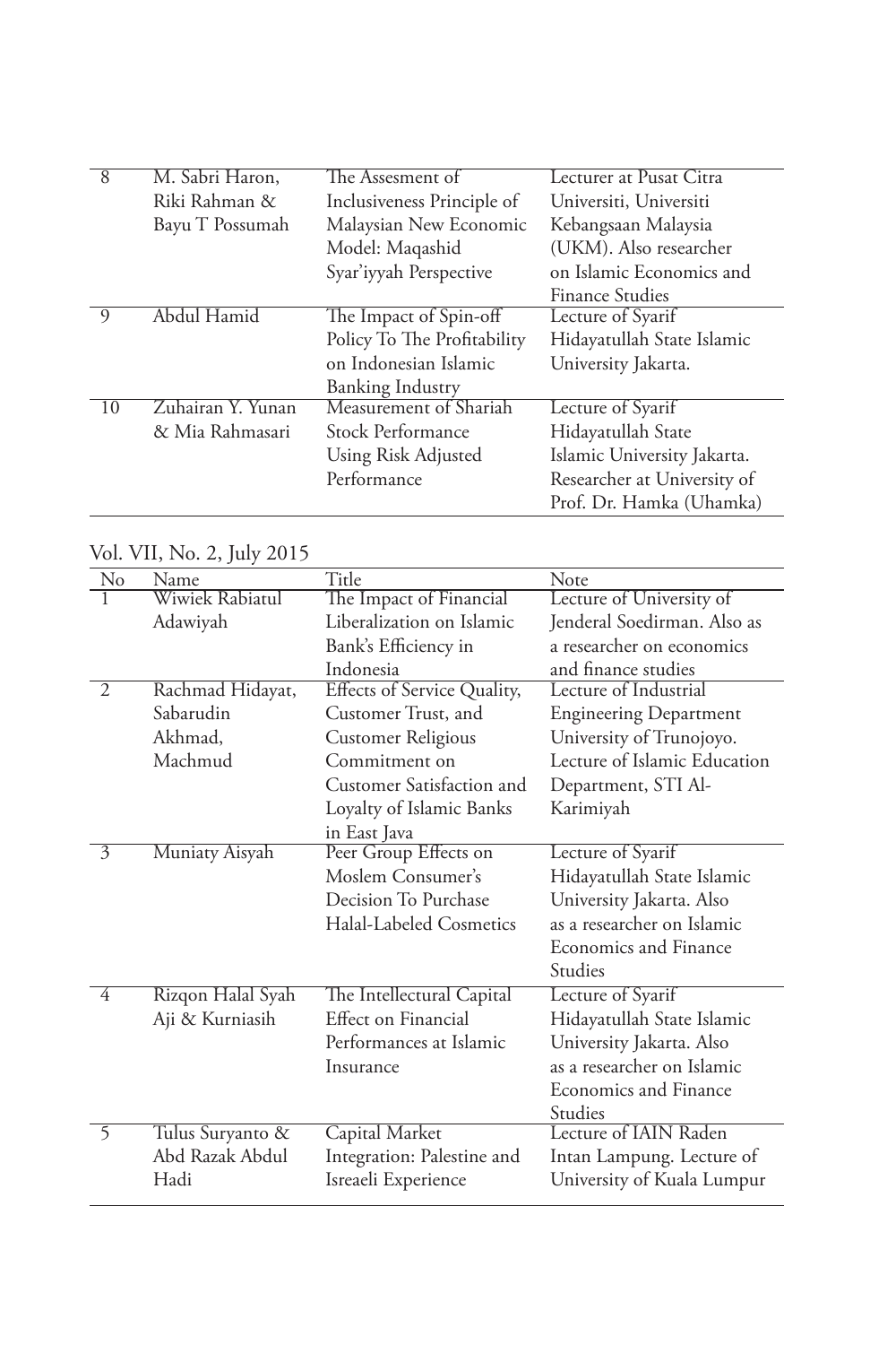| 8 | M. Sabri Haron, Riki Rahman & Bayu T Possumah | The Assesment of Inclusiveness Principle of Malaysian New Economic Model: Maqashid Syar'iyyah Perspective | Lecturer at Pusat Citra Universiti, Universiti Kebangsaan Malaysia (UKM). Also researcher on Islamic Economics and Finance Studies |
|---|---|---|---|
| 9 | Abdul Hamid | The Impact of Spin-off Policy To The Profitability on Indonesian Islamic Banking Industry | Lecture of Syarif Hidayatullah State Islamic University Jakarta. |
| 10 | Zuhairan Y. Yunan & Mia Rahmasari | Measurement of Shariah Stock Performance Using Risk Adjusted Performance | Lecture of Syarif Hidayatullah State Islamic University Jakarta. Researcher at University of Prof. Dr. Hamka (Uhamka) |

Vol. VII, No. 2, July 2015

| No | Name | Title | Note |
|---|---|---|---|
| 1 | Wiwiek Rabiatul Adawiyah | The Impact of Financial Liberalization on Islamic Bank's Efficiency in Indonesia | Lecture of University of Jenderal Soedirman. Also as a researcher on economics and finance studies |
| 2 | Rachmad Hidayat, Sabarudin Akhmad, Machmud | Effects of Service Quality, Customer Trust, and Customer Religious Commitment on Customer Satisfaction and Loyalty of Islamic Banks in East Java | Lecture of Industrial Engineering Department University of Trunojoyo. Lecture of Islamic Education Department, STI Al-Karimiyah |
| 3 | Muniaty Aisyah | Peer Group Effects on Moslem Consumer's Decision To Purchase Halal-Labeled Cosmetics | Lecture of Syarif Hidayatullah State Islamic University Jakarta. Also as a researcher on Islamic Economics and Finance Studies |
| 4 | Rizqon Halal Syah Aji & Kurniasih | The Intellectual Capital Effect on Financial Performances at Islamic Insurance | Lecture of Syarif Hidayatullah State Islamic University Jakarta. Also as a researcher on Islamic Economics and Finance Studies |
| 5 | Tulus Suryanto & Abd Razak Abdul Hadi | Capital Market Integration: Palestine and Isreaeli Experience | Lecture of IAIN Raden Intan Lampung. Lecture of University of Kuala Lumpur |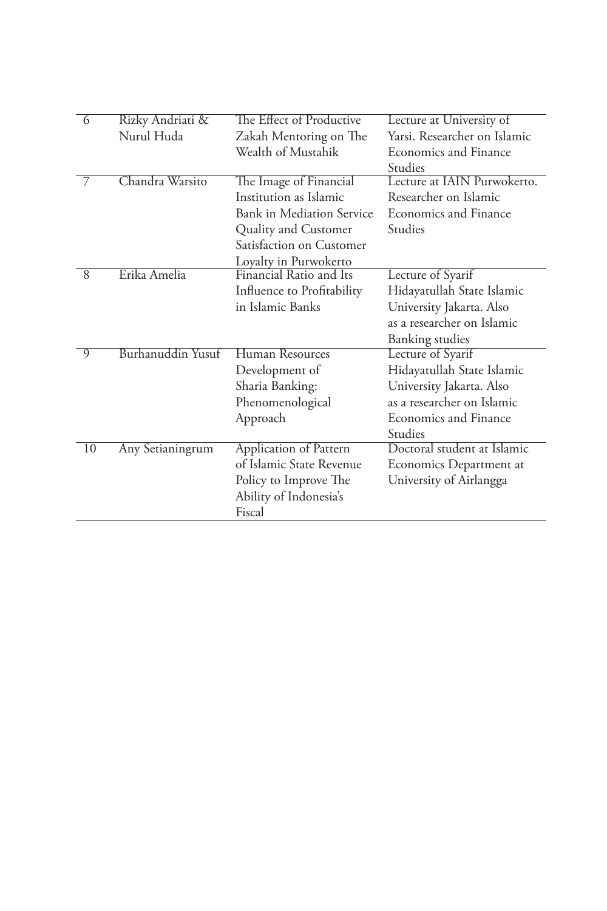| | | | |
|---|---|---|---|
| 6 | Rizky Andriati & Nurul Huda | The Effect of Productive Zakah Mentoring on The Wealth of Mustahik | Lecture at University of Yarsi. Researcher on Islamic Economics and Finance Studies |
| 7 | Chandra Warsito | The Image of Financial Institution as Islamic Bank in Mediation Service Quality and Customer Satisfaction on Customer Loyalty in Purwokerto | Lecture at IAIN Purwokerto. Researcher on Islamic Economics and Finance Studies |
| 8 | Erika Amelia | Financial Ratio and Its Influence to Profitability in Islamic Banks | Lecture of Syarif Hidayatullah State Islamic University Jakarta. Also as a researcher on Islamic Banking studies |
| 9 | Burhanuddin Yusuf | Human Resources Development of Sharia Banking: Phenomenological Approach | Lecture of Syarif Hidayatullah State Islamic University Jakarta. Also as a researcher on Islamic Economics and Finance Studies |
| 10 | Any Setianingrum | Application of Pattern of Islamic State Revenue Policy to Improve The Ability of Indonesia's Fiscal | Doctoral student at Islamic Economics Department at University of Airlangga |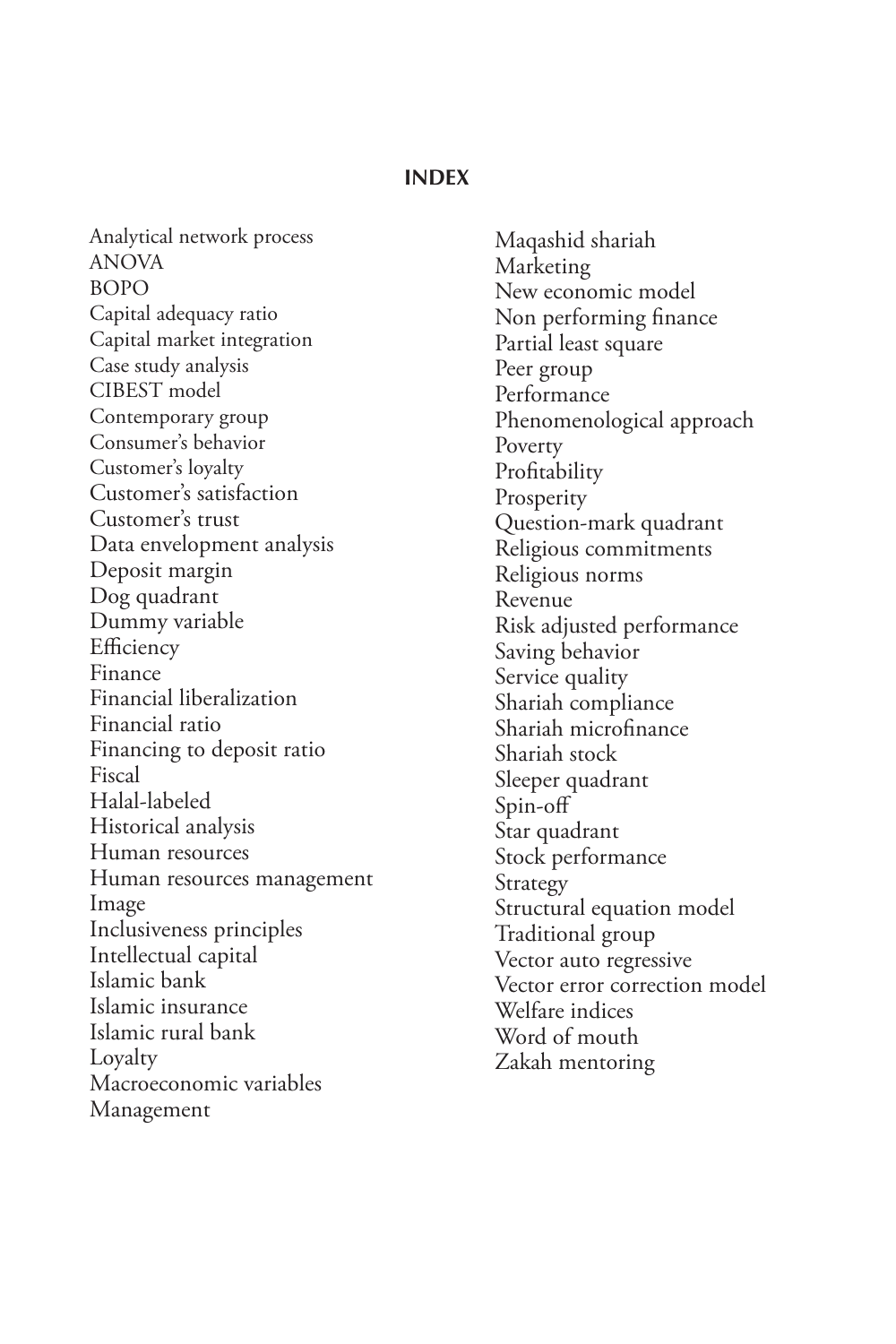# INDEX

Analytical network process
ANOVA
BOPO
Capital adequacy ratio
Capital market integration
Case study analysis
CIBEST model
Contemporary group
Consumer's behavior
Customer's loyalty
Customer's satisfaction
Customer's trust
Data envelopment analysis
Deposit margin
Dog quadrant
Dummy variable
Efficiency
Finance
Financial liberalization
Financial ratio
Financing to deposit ratio
Fiscal
Halal-labeled
Historical analysis
Human resources
Human resources management
Image
Inclusiveness principles
Intellectual capital
Islamic bank
Islamic insurance
Islamic rural bank
Loyalty
Macroeconomic variables
Management
Maqashid shariah
Marketing
New economic model
Non performing finance
Partial least square
Peer group
Performance
Phenomenological approach
Poverty
Profitability
Prosperity
Question-mark quadrant
Religious commitments
Religious norms
Revenue
Risk adjusted performance
Saving behavior
Service quality
Shariah compliance
Shariah microfinance
Shariah stock
Sleeper quadrant
Spin-off
Star quadrant
Stock performance
Strategy
Structural equation model
Traditional group
Vector auto regressive
Vector error correction model
Welfare indices
Word of mouth
Zakah mentoring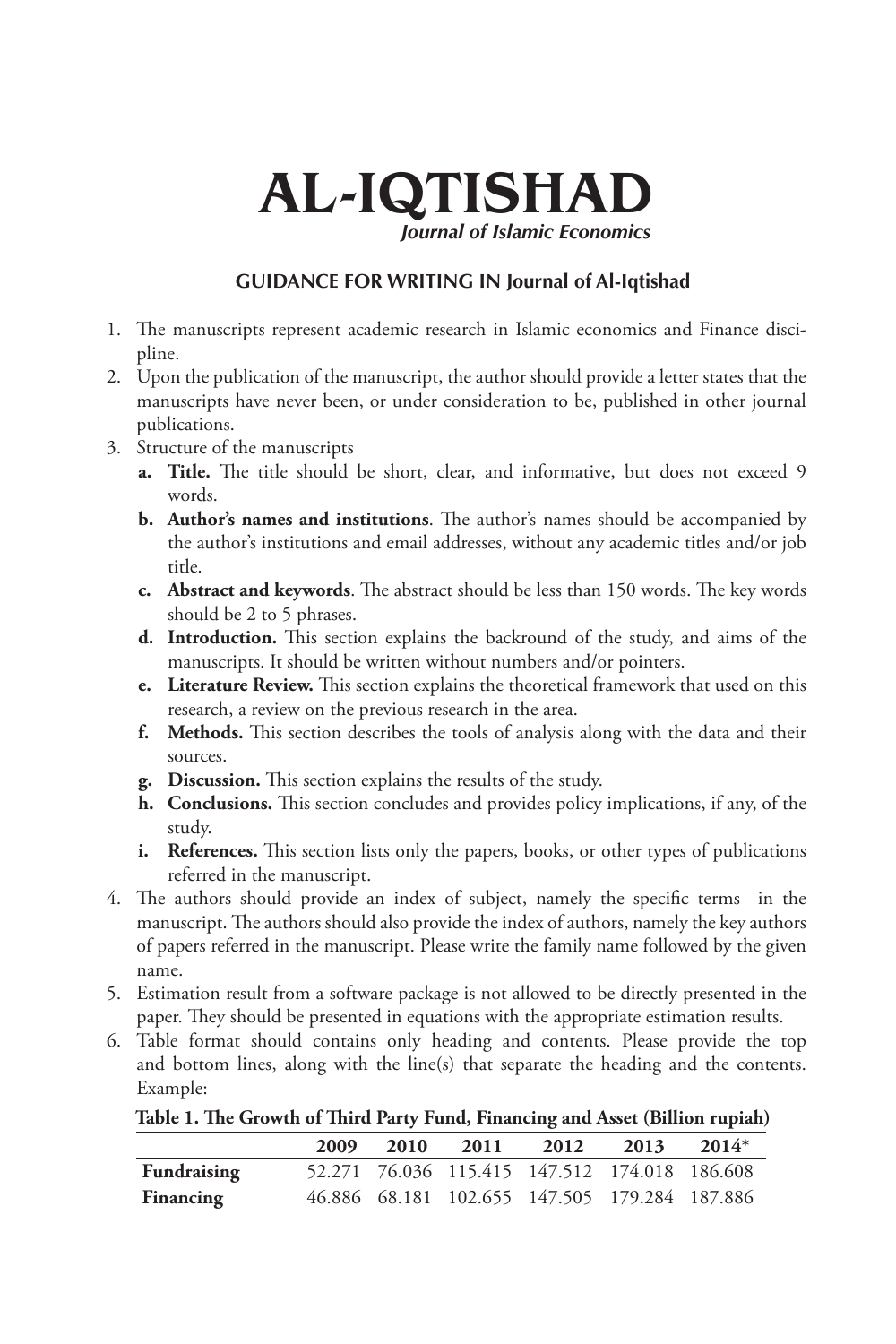# AL-IQTISHAD

***Journal of Islamic Economics***

## GUIDANCE FOR WRITING IN Journal of Al-Iqtishad

1. The manuscripts represent academic research in Islamic economics and Finance discipline.
2. Upon the publication of the manuscript, the author should provide a letter states that the manuscripts have never been, or under consideration to be, published in other journal publications.
3. Structure of the manuscripts
   - **a. Title.** The title should be short, clear, and informative, but does not exceed 9 words.
   - **b. Author's names and institutions**. The author's names should be accompanied by the author's institutions and email addresses, without any academic titles and/or job title.
   - **c. Abstract and keywords**. The abstract should be less than 150 words. The key words should be 2 to 5 phrases.
   - **d. Introduction.** This section explains the backround of the study, and aims of the manuscripts. It should be written without numbers and/or pointers.
   - **e. Literature Review.** This section explains the theoretical framework that used on this research, a review on the previous research in the area.
   - **f. Methods.** This section describes the tools of analysis along with the data and their sources.
   - **g. Discussion.** This section explains the results of the study.
   - **h. Conclusions.** This section concludes and provides policy implications, if any, of the study.
   - **i. References.** This section lists only the papers, books, or other types of publications referred in the manuscript.
4. The authors should provide an index of subject, namely the specific terms in the manuscript. The authors should also provide the index of authors, namely the key authors of papers referred in the manuscript. Please write the family name followed by the given name.
5. Estimation result from a software package is not allowed to be directly presented in the paper. They should be presented in equations with the appropriate estimation results.
6. Table format should contains only heading and contents. Please provide the top and bottom lines, along with the line(s) that separate the heading and the contents. Example:

**Table 1. The Growth of Third Party Fund, Financing and Asset (Billion rupiah)**

| | 2009 | 2010 | 2011 | 2012 | 2013 | 2014* |
|---|---|---|---|---|---|---|
| **Fundraising** | 52.271 | 76.036 | 115.415 | 147.512 | 174.018 | 186.608 |
| **Financing** | 46.886 | 68.181 | 102.655 | 147.505 | 179.284 | 187.886 |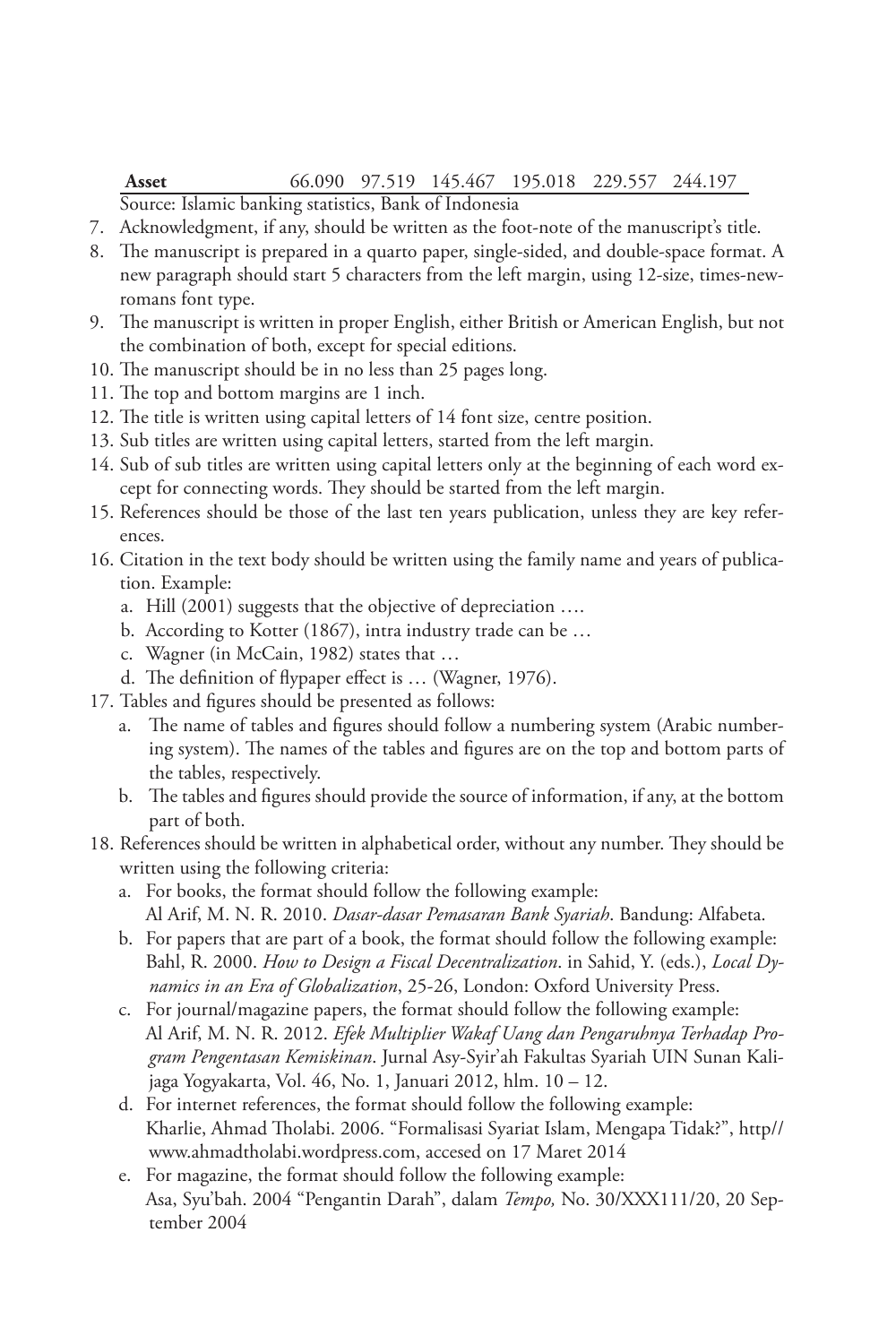| **Asset** | 66.090 | 97.519 | 145.467 | 195.018 | 229.557 | 244.197 |
|---|---|---|---|---|---|---|

Source: Islamic banking statistics, Bank of Indonesia

7. Acknowledgment, if any, should be written as the foot-note of the manuscript's title.
8. The manuscript is prepared in a quarto paper, single-sided, and double-space format. A new paragraph should start 5 characters from the left margin, using 12-size, times-new-romans font type.
9. The manuscript is written in proper English, either British or American English, but not the combination of both, except for special editions.
10. The manuscript should be in no less than 25 pages long.
11. The top and bottom margins are 1 inch.
12. The title is written using capital letters of 14 font size, centre position.
13. Sub titles are written using capital letters, started from the left margin.
14. Sub of sub titles are written using capital letters only at the beginning of each word except for connecting words. They should be started from the left margin.
15. References should be those of the last ten years publication, unless they are key references.
16. Citation in the text body should be written using the family name and years of publication. Example:
    a. Hill (2001) suggests that the objective of depreciation ….
    b. According to Kotter (1867), intra industry trade can be …
    c. Wagner (in McCain, 1982) states that …
    d. The definition of flypaper effect is … (Wagner, 1976).
17. Tables and figures should be presented as follows:
    a. The name of tables and figures should follow a numbering system (Arabic numbering system). The names of the tables and figures are on the top and bottom parts of the tables, respectively.
    b. The tables and figures should provide the source of information, if any, at the bottom part of both.
18. References should be written in alphabetical order, without any number. They should be written using the following criteria:
    a. For books, the format should follow the following example:
       Al Arif, M. N. R. 2010. *Dasar-dasar Pemasaran Bank Syariah*. Bandung: Alfabeta.
    b. For papers that are part of a book, the format should follow the following example:
       Bahl, R. 2000. *How to Design a Fiscal Decentralization*. in Sahid, Y. (eds.), *Local Dynamics in an Era of Globalization*, 25-26, London: Oxford University Press.
    c. For journal/magazine papers, the format should follow the following example:
       Al Arif, M. N. R. 2012. *Efek Multiplier Wakaf Uang dan Pengaruhnya Terhadap Program Pengentasan Kemiskinan*. Jurnal Asy-Syir'ah Fakultas Syariah UIN Sunan Kalijaga Yogyakarta, Vol. 46, No. 1, Januari 2012, hlm. 10 – 12.
    d. For internet references, the format should follow the following example:
       Kharlie, Ahmad Tholabi. 2006. "Formalisasi Syariat Islam, Mengapa Tidak?", http//www.ahmadtholabi.wordpress.com, accesed on 17 Maret 2014
    e. For magazine, the format should follow the following example:
       Asa, Syu'bah. 2004 "Pengantin Darah", dalam *Tempo,* No. 30/XXX111/20, 20 September 2004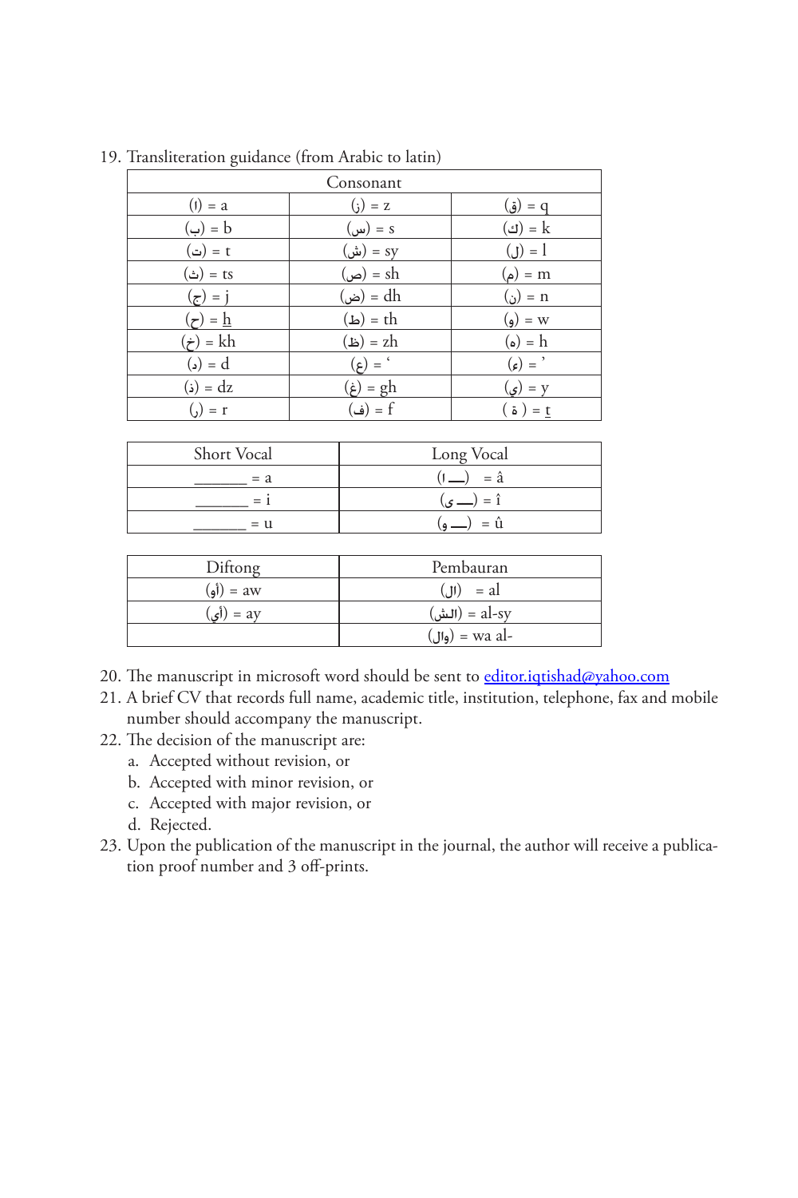19. Transliteration guidance (from Arabic to latin)

| Consonant | | |
|---|---|---|
| (ا) = a | (ز) = z | (ق) = q |
| (ب) = b | (س) = s | (ك) = k |
| (ت) = t | (ش) = sy | (ل) = l |
| (ث) = ts | (ص) = sh | (م) = m |
| (ج) = j | (ض) = dh | (ن) = n |
| (ح) = h̲ | (ط) = th | (و) = w |
| (خ) = kh | (ظ) = zh | (ه) = h |
| (د) = d | (ع) = ‘ | (ء) = ’ |
| (ذ) = dz | (غ) = gh | (ي) = y |
| (ر) = r | (ف) = f | ( ة ) = t̲ |

| Short Vocal | Long Vocal |
|---|---|
| _______ = a | (ـــا) = â |
| _______ = i | (ـــى) = î |
| _______ = u | (ـــو) = û |

| Diftong | Pembauran |
|---|---|
| (أو) = aw | (ال) = al |
| (أي) = ay | (الش) = al-sy |
| | (وال) = wa al- |

20. The manuscript in microsoft word should be sent to editor.iqtishad@yahoo.com
21. A brief CV that records full name, academic title, institution, telephone, fax and mobile number should accompany the manuscript.
22. The decision of the manuscript are:
    a. Accepted without revision, or
    b. Accepted with minor revision, or
    c. Accepted with major revision, or
    d. Rejected.
23. Upon the publication of the manuscript in the journal, the author will receive a publication proof number and 3 off-prints.